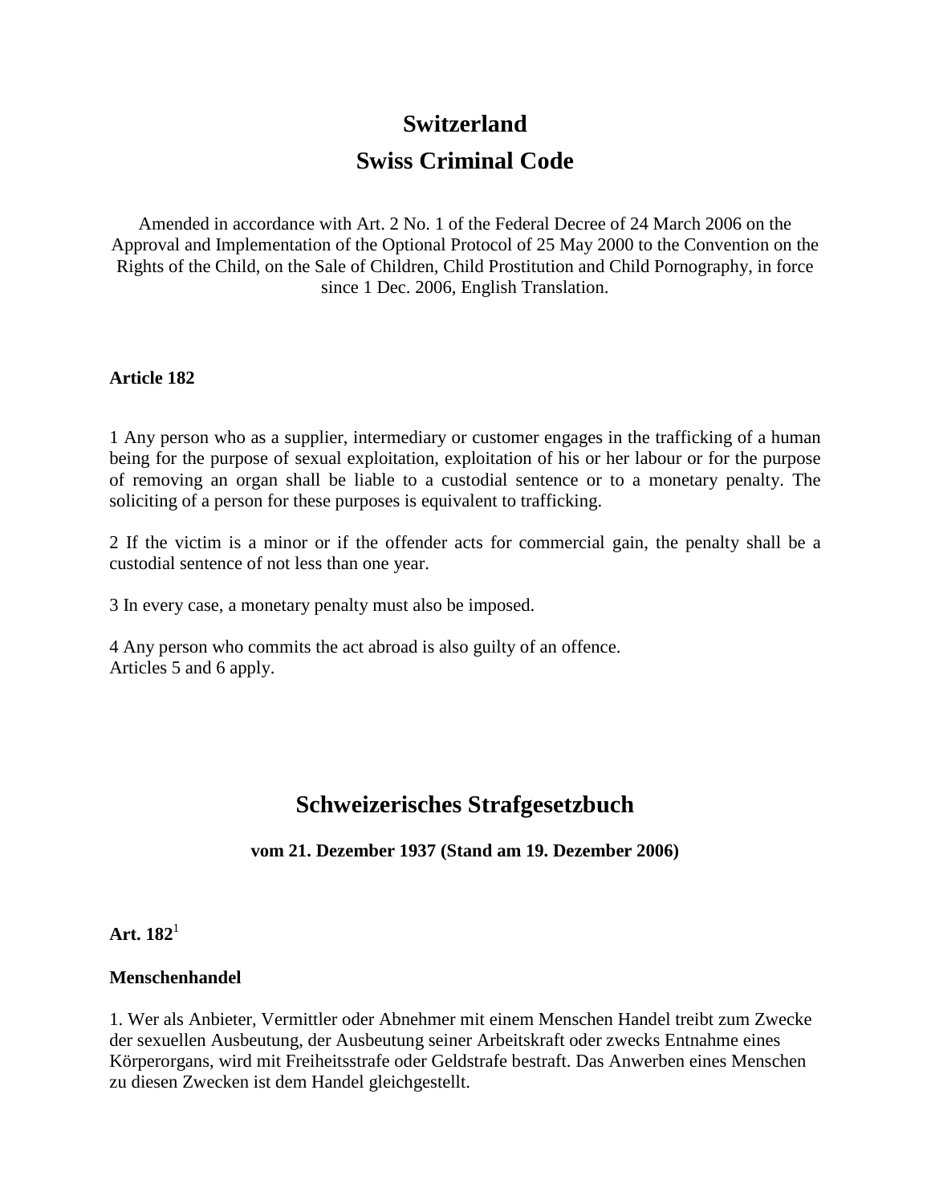# Switzerland

# Swiss Criminal Code

Amended in accordance with Art. 2 No. 1 of the Federal Decree of 24 March 2006 on the Approval and Implementation of the Optional Protocol of 25 May 2000 to the Convention on the Rights of the Child, on the Sale of Children, Child Prostitution and Child Pornography, in force since 1 Dec. 2006, English Translation.

**Article 182**

1 Any person who as a supplier, intermediary or customer engages in the trafficking of a human being for the purpose of sexual exploitation, exploitation of his or her labour or for the purpose of removing an organ shall be liable to a custodial sentence or to a monetary penalty. The soliciting of a person for these purposes is equivalent to trafficking.

2 If the victim is a minor or if the offender acts for commercial gain, the penalty shall be a custodial sentence of not less than one year.

3 In every case, a monetary penalty must also be imposed.

4 Any person who commits the act abroad is also guilty of an offence.
Articles 5 and 6 apply.

## Schweizerisches Strafgesetzbuch

**vom 21. Dezember 1937 (Stand am 19. Dezember 2006)**

**Art. 182**[1]

**Menschenhandel**

1. Wer als Anbieter, Vermittler oder Abnehmer mit einem Menschen Handel treibt zum Zwecke der sexuellen Ausbeutung, der Ausbeutung seiner Arbeitskraft oder zwecks Entnahme eines Körperorgans, wird mit Freiheitsstrafe oder Geldstrafe bestraft. Das Anwerben eines Menschen zu diesen Zwecken ist dem Handel gleichgestellt.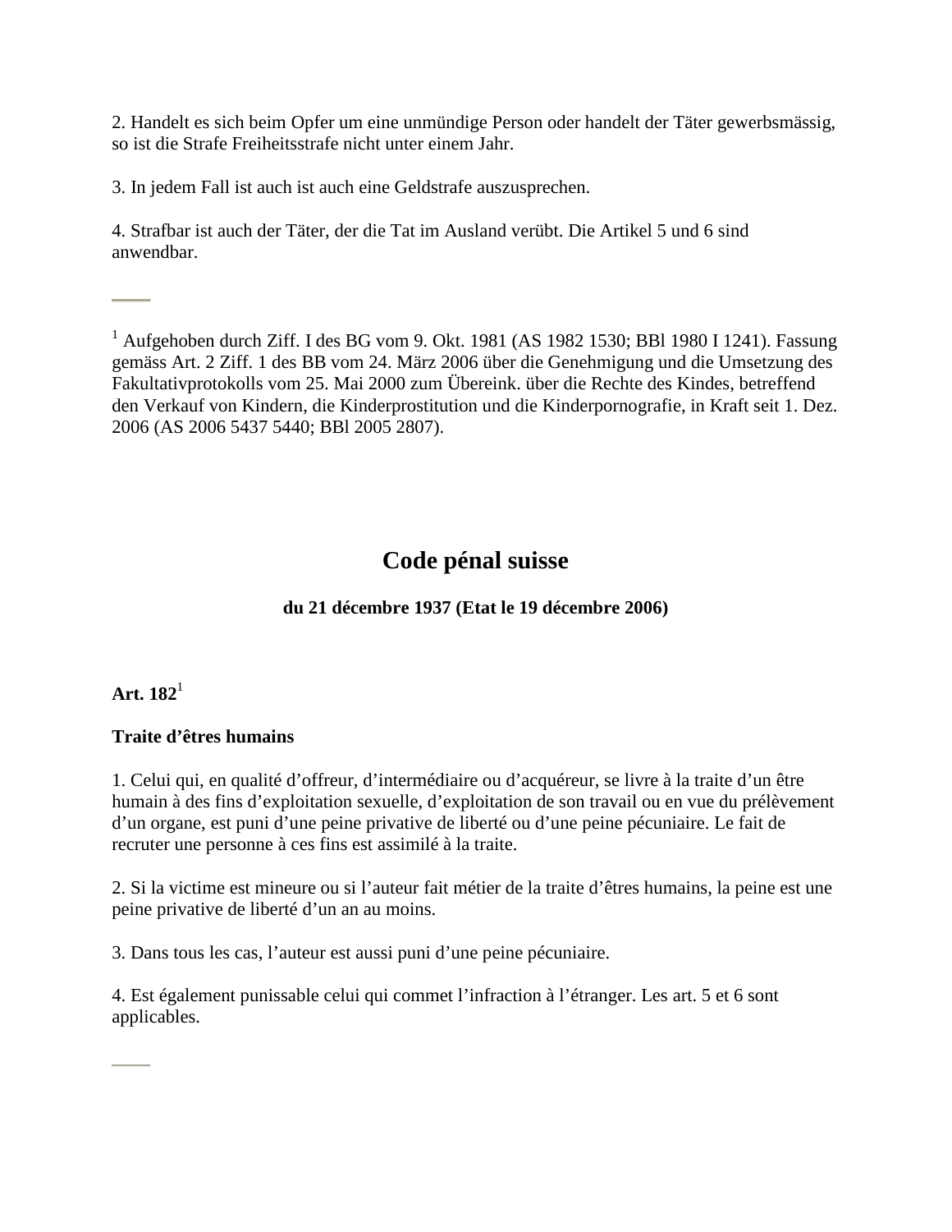2. Handelt es sich beim Opfer um eine unmündige Person oder handelt der Täter gewerbsmässig, so ist die Strafe Freiheitsstrafe nicht unter einem Jahr.

3. In jedem Fall ist auch ist auch eine Geldstrafe auszusprechen.

4. Strafbar ist auch der Täter, der die Tat im Ausland verübt. Die Artikel 5 und 6 sind anwendbar.

---

[1] Aufgehoben durch Ziff. I des BG vom 9. Okt. 1981 (AS 1982 1530; BBl 1980 I 1241). Fassung gemäss Art. 2 Ziff. 1 des BB vom 24. März 2006 über die Genehmigung und die Umsetzung des Fakultativprotokolls vom 25. Mai 2000 zum Übereink. über die Rechte des Kindes, betreffend den Verkauf von Kindern, die Kinderprostitution und die Kinderpornografie, in Kraft seit 1. Dez. 2006 (AS 2006 5437 5440; BBl 2005 2807).

# Code pénal suisse

**du 21 décembre 1937 (Etat le 19 décembre 2006)**

**Art. 182**[1]

**Traite d’êtres humains**

1. Celui qui, en qualité d’offreur, d’intermédiaire ou d’acquéreur, se livre à la traite d’un être humain à des fins d’exploitation sexuelle, d’exploitation de son travail ou en vue du prélèvement d’un organe, est puni d’une peine privative de liberté ou d’une peine pécuniaire. Le fait de recruter une personne à ces fins est assimilé à la traite.

2. Si la victime est mineure ou si l’auteur fait métier de la traite d’êtres humains, la peine est une peine privative de liberté d’un an au moins.

3. Dans tous les cas, l’auteur est aussi puni d’une peine pécuniaire.

4. Est également punissable celui qui commet l’infraction à l’étranger. Les art. 5 et 6 sont applicables.

---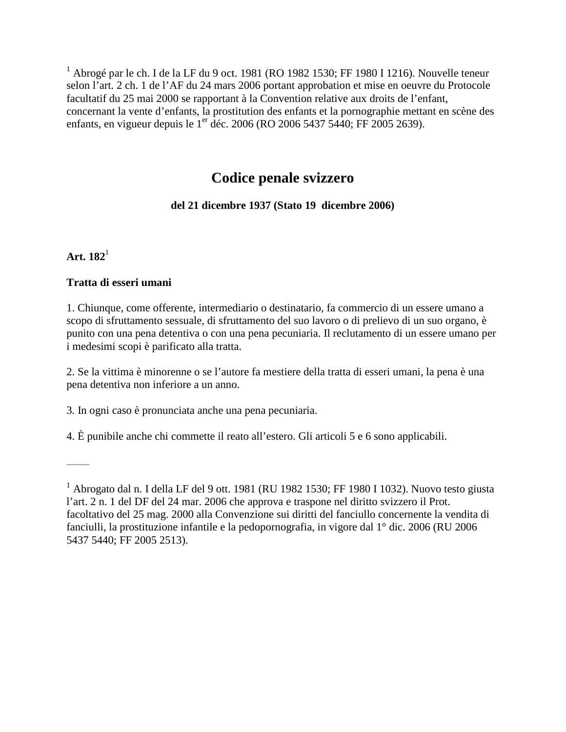[1] Abrogé par le ch. I de la LF du 9 oct. 1981 (RO 1982 1530; FF 1980 I 1216). Nouvelle teneur selon l'art. 2 ch. 1 de l'AF du 24 mars 2006 portant approbation et mise en oeuvre du Protocole facultatif du 25 mai 2000 se rapportant à la Convention relative aux droits de l'enfant, concernant la vente d'enfants, la prostitution des enfants et la pornographie mettant en scène des enfants, en vigueur depuis le 1er déc. 2006 (RO 2006 5437 5440; FF 2005 2639).

# Codice penale svizzero

**del 21 dicembre 1937 (Stato 19 dicembre 2006)**

**Art. 182**[1]

**Tratta di esseri umani**

1. Chiunque, come offerente, intermediario o destinatario, fa commercio di un essere umano a scopo di sfruttamento sessuale, di sfruttamento del suo lavoro o di prelievo di un suo organo, è punito con una pena detentiva o con una pena pecuniaria. Il reclutamento di un essere umano per i medesimi scopi è parificato alla tratta.

2. Se la vittima è minorenne o se l'autore fa mestiere della tratta di esseri umani, la pena è una pena detentiva non inferiore a un anno.

3. In ogni caso è pronunciata anche una pena pecuniaria.

4. È punibile anche chi commette il reato all'estero. Gli articoli 5 e 6 sono applicabili.

---

[1] Abrogato dal n. I della LF del 9 ott. 1981 (RU 1982 1530; FF 1980 I 1032). Nuovo testo giusta l'art. 2 n. 1 del DF del 24 mar. 2006 che approva e traspone nel diritto svizzero il Prot. facoltativo del 25 mag. 2000 alla Convenzione sui diritti del fanciullo concernente la vendita di fanciulli, la prostituzione infantile e la pedopornografia, in vigore dal 1° dic. 2006 (RU 2006 5437 5440; FF 2005 2513).